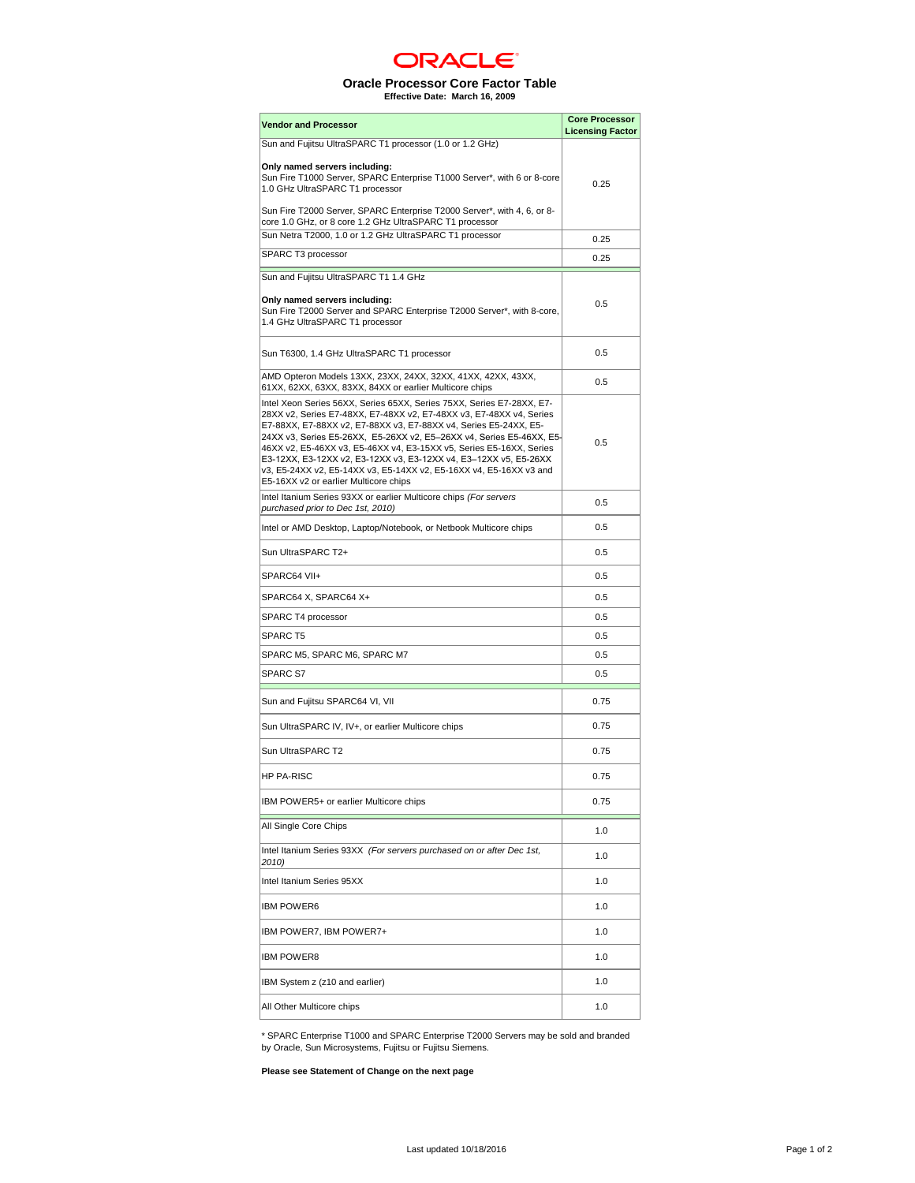# ORACLE

## Oracle Processor Core Factor Table

**Effective Date: March 16, 2009**

| Vendor and Processor | Core Processor Licensing Factor |
|---|---|
| Sun and Fujitsu UltraSPARC T1 processor (1.0 or 1.2 GHz)<br><br>**Only named servers including:**<br>Sun Fire T1000 Server, SPARC Enterprise T1000 Server*, with 6 or 8-core 1.0 GHz UltraSPARC T1 processor<br><br>Sun Fire T2000 Server, SPARC Enterprise T2000 Server*, with 4, 6, or 8-core 1.0 GHz, or 8 core 1.2 GHz UltraSPARC T1 processor | 0.25 |
| Sun Netra T2000, 1.0 or 1.2 GHz UltraSPARC T1 processor | 0.25 |
| SPARC T3 processor | 0.25 |
| Sun and Fujitsu UltraSPARC T1 1.4 GHz<br><br>**Only named servers including:**<br>Sun Fire T2000 Server and SPARC Enterprise T2000 Server*, with 8-core, 1.4 GHz UltraSPARC T1 processor | 0.5 |
| Sun T6300, 1.4 GHz UltraSPARC T1 processor | 0.5 |
| AMD Opteron Models 13XX, 23XX, 24XX, 32XX, 41XX, 42XX, 43XX, 61XX, 62XX, 63XX, 83XX, 84XX or earlier Multicore chips | 0.5 |
| Intel Xeon Series 56XX, Series 65XX, Series 75XX, Series E7-28XX, E7-28XX v2, Series E7-48XX, E7-48XX v2, E7-48XX v3, E7-48XX v4, Series E7-88XX, E7-88XX v2, E7-88XX v3, E7-88XX v4, Series E5-24XX, E5-24XX v3, Series E5-26XX, E5-26XX v2, E5–26XX v4, Series E5-46XX, E5-46XX v2, E5-46XX v3, E5-46XX v4, E3-15XX v5, Series E5-16XX, Series E3-12XX, E3-12XX v2, E3-12XX v3, E3-12XX v4, E3–12XX v5, E5-26XX v3, E5-24XX v2, E5-14XX v3, E5-14XX v2, E5-16XX v4, E5-16XX v3 and E5-16XX v2 or earlier Multicore chips | 0.5 |
| Intel Itanium Series 93XX or earlier Multicore chips *(For servers purchased prior to Dec 1st, 2010)* | 0.5 |
| Intel or AMD Desktop, Laptop/Notebook, or Netbook Multicore chips | 0.5 |
| Sun UltraSPARC T2+ | 0.5 |
| SPARC64 VII+ | 0.5 |
| SPARC64 X, SPARC64 X+ | 0.5 |
| SPARC T4 processor | 0.5 |
| SPARC T5 | 0.5 |
| SPARC M5, SPARC M6, SPARC M7 | 0.5 |
| SPARC S7 | 0.5 |
| Sun and Fujitsu SPARC64 VI, VII | 0.75 |
| Sun UltraSPARC IV, IV+, or earlier Multicore chips | 0.75 |
| Sun UltraSPARC T2 | 0.75 |
| HP PA-RISC | 0.75 |
| IBM POWER5+ or earlier Multicore chips | 0.75 |
| All Single Core Chips | 1.0 |
| Intel Itanium Series 93XX *(For servers purchased on or after Dec 1st, 2010)* | 1.0 |
| Intel Itanium Series 95XX | 1.0 |
| IBM POWER6 | 1.0 |
| IBM POWER7, IBM POWER7+ | 1.0 |
| IBM POWER8 | 1.0 |
| IBM System z (z10 and earlier) | 1.0 |
| All Other Multicore chips | 1.0 |

* SPARC Enterprise T1000 and SPARC Enterprise T2000 Servers may be sold and branded by Oracle, Sun Microsystems, Fujitsu or Fujitsu Siemens.

**Please see Statement of Change on the next page**

Last updated 10/18/2016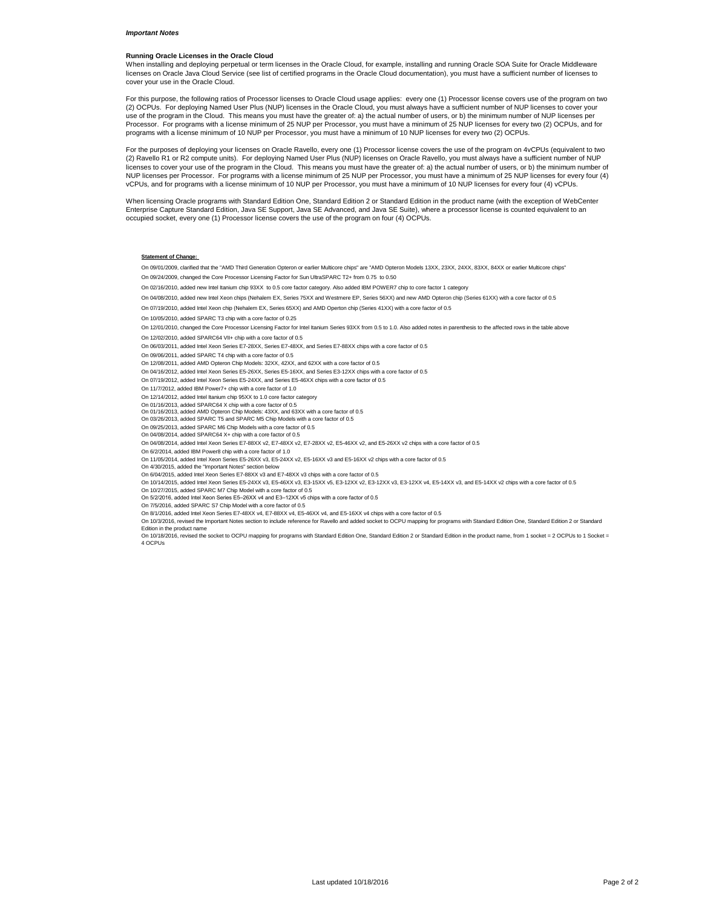***Important Notes***

**Running Oracle Licenses in the Oracle Cloud**

When installing and deploying perpetual or term licenses in the Oracle Cloud, for example, installing and running Oracle SOA Suite for Oracle Middleware licenses on Oracle Java Cloud Service (see list of certified programs in the Oracle Cloud documentation), you must have a sufficient number of licenses to cover your use in the Oracle Cloud.

For this purpose, the following ratios of Processor licenses to Oracle Cloud usage applies: every one (1) Processor license covers use of the program on two (2) OCPUs. For deploying Named User Plus (NUP) licenses in the Oracle Cloud, you must always have a sufficient number of NUP licenses to cover your use of the program in the Cloud. This means you must have the greater of: a) the actual number of users, or b) the minimum number of NUP licenses per Processor. For programs with a license minimum of 25 NUP per Processor, you must have a minimum of 25 NUP licenses for every two (2) OCPUs, and for programs with a license minimum of 10 NUP per Processor, you must have a minimum of 10 NUP licenses for every two (2) OCPUs.

For the purposes of deploying your licenses on Oracle Ravello, every one (1) Processor license covers the use of the program on 4vCPUs (equivalent to two (2) Ravello R1 or R2 compute units). For deploying Named User Plus (NUP) licenses on Oracle Ravello, you must always have a sufficient number of NUP licenses to cover your use of the program in the Cloud. This means you must have the greater of: a) the actual number of users, or b) the minimum number of NUP licenses per Processor. For programs with a license minimum of 25 NUP per Processor, you must have a minimum of 25 NUP licenses for every four (4) vCPUs, and for programs with a license minimum of 10 NUP per Processor, you must have a minimum of 10 NUP licenses for every four (4) vCPUs.

When licensing Oracle programs with Standard Edition One, Standard Edition 2 or Standard Edition in the product name (with the exception of WebCenter Enterprise Capture Standard Edition, Java SE Support, Java SE Advanced, and Java SE Suite), where a processor license is counted equivalent to an occupied socket, every one (1) Processor license covers the use of the program on four (4) OCPUs.

**Statement of Change:**

On 09/01/2009, clarified that the "AMD Third Generation Opteron or earlier Multicore chips" are "AMD Opteron Models 13XX, 23XX, 24XX, 83XX, 84XX or earlier Multicore chips"

On 09/24/2009, changed the Core Processor Licensing Factor for Sun UltraSPARC T2+ from 0.75 to 0.50

On 02/16/2010, added new Intel Itanium chip 93XX to 0.5 core factor category. Also added IBM POWER7 chip to core factor 1 category

On 04/08/2010, added new Intel Xeon chips (Nehalem EX, Series 75XX and Westmere EP, Series 56XX) and new AMD Opteron chip (Series 61XX) with a core factor of 0.5

On 07/19/2010, added Intel Xeon chip (Nehalem EX, Series 65XX) and AMD Operton chip (Series 41XX) with a core factor of 0.5

On 10/05/2010, added SPARC T3 chip with a core factor of 0.25

On 12/01/2010, changed the Core Processor Licensing Factor for Intel Itanium Series 93XX from 0.5 to 1.0. Also added notes in parenthesis to the affected rows in the table above

On 12/02/2010, added SPARC64 VII+ chip with a core factor of 0.5

On 06/03/2011, added Intel Xeon Series E7-28XX, Series E7-48XX, and Series E7-88XX chips with a core factor of 0.5

On 09/06/2011, added SPARC T4 chip with a core factor of 0.5

On 12/08/2011, added AMD Opteron Chip Models: 32XX, 42XX, and 62XX with a core factor of 0.5

On 04/16/2012, added Intel Xeon Series E5-26XX, Series E5-16XX, and Series E3-12XX chips with a core factor of 0.5

On 07/19/2012, added Intel Xeon Series E5-24XX, and Series E5-46XX chips with a core factor of 0.5

On 11/7/2012, added IBM Power7+ chip with a core factor of 1.0

On 12/14/2012, added Intel Itanium chip 95XX to 1.0 core factor category

On 01/16/2013, added SPARC64 X chip with a core factor of 0.5

On 01/16/2013, added AMD Opteron Chip Models: 43XX, and 63XX with a core factor of 0.5

On 03/26/2013, added SPARC T5 and SPARC M5 Chip Models with a core factor of 0.5

On 09/25/2013, added SPARC M6 Chip Models with a core factor of 0.5

On 04/08/2014, added SPARC64 X+ chip with a core factor of 0.5

On 04/08/2014, added Intel Xeon Series E7-88XX v2, E7-48XX v2, E7-28XX v2, E5-46XX v2, and E5-26XX v2 chips with a core factor of 0.5

On 6/2/2014, added IBM Power8 chip with a core factor of 1.0

On 11/05/2014, added Intel Xeon Series E5-26XX v3, E5-24XX v2, E5-16XX v3 and E5-16XX v2 chips with a core factor of 0.5

On 4/30/2015, added the "Important Notes" section below

On 6/04/2015, added Intel Xeon Series E7-88XX v3 and E7-48XX v3 chips with a core factor of 0.5

On 10/14/2015, added Intel Xeon Series E5-24XX v3, E5-46XX v3, E3-15XX v5, E3-12XX v2, E3-12XX v3, E3-12XX v4, E5-14XX v3, and E5-14XX v2 chips with a core factor of 0.5

On 10/27/2015, added SPARC M7 Chip Model with a core factor of 0.5

On 5/2/2016, added Intel Xeon Series E5–26XX v4 and E3–12XX v5 chips with a core factor of 0.5

On 7/5/2016, added SPARC S7 Chip Model with a core factor of 0.5

On 8/1/2016, added Intel Xeon Series E7-48XX v4, E7-88XX v4, E5-46XX v4, and E5-16XX v4 chips with a core factor of 0.5

On 10/3/2016, revised the Important Notes section to include reference for Ravello and added socket to OCPU mapping for programs with Standard Edition One, Standard Edition 2 or Standard Edition in the product name

On 10/18/2016, revised the socket to OCPU mapping for programs with Standard Edition One, Standard Edition 2 or Standard Edition in the product name, from 1 socket = 2 OCPUs to 1 Socket = 4 OCPUs

Last updated 10/18/2016